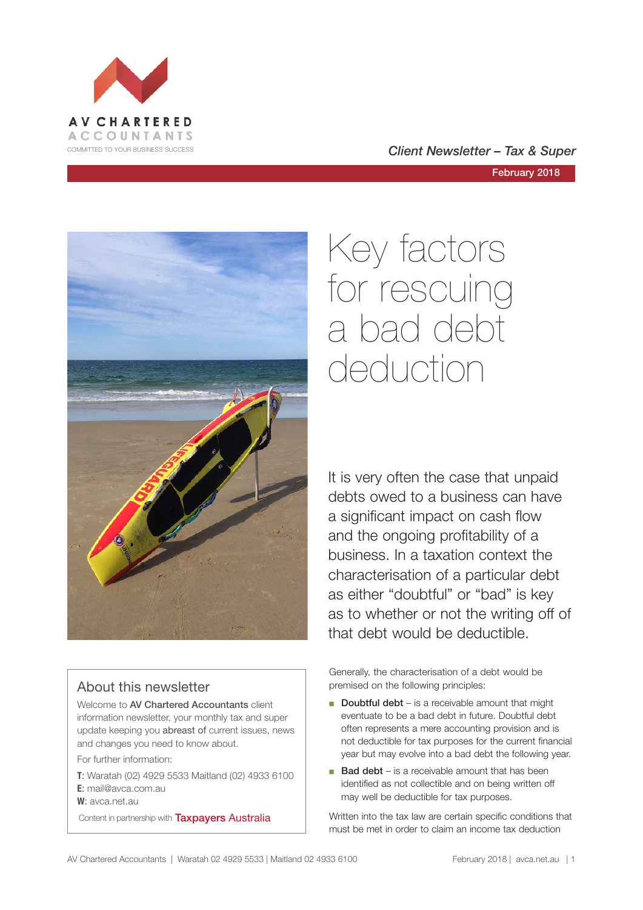AV CHARTERED ACCOUNTANTS

COMMITTED TO YOUR BUSINESS SUCCESS

*Client Newsletter – Tax & Super*

February 2018

# Key factors for rescuing a bad debt deduction

It is very often the case that unpaid debts owed to a business can have a significant impact on cash flow and the ongoing profitability of a business. In a taxation context the characterisation of a particular debt as either "doubtful" or "bad" is key as to whether or not the writing off of that debt would be deductible.

Generally, the characterisation of a debt would be premised on the following principles:

- **Doubtful debt** – is a receivable amount that might eventuate to be a bad debt in future. Doubtful debt often represents a mere accounting provision and is not deductible for tax purposes for the current financial year but may evolve into a bad debt the following year.
- **Bad debt** – is a receivable amount that has been identified as not collectible and on being written off may well be deductible for tax purposes.

Written into the tax law are certain specific conditions that must be met in order to claim an income tax deduction

## About this newsletter

Welcome to **AV Chartered Accountants** client information newsletter, your monthly tax and super update keeping you **abreast of** current issues, news and changes you need to know about.

For further information:

**T**: Waratah (02) 4929 5533 Maitland (02) 4933 6100
**E**: mail@avca.com.au
**W**: avca.net.au

Content in partnership with Taxpayers Australia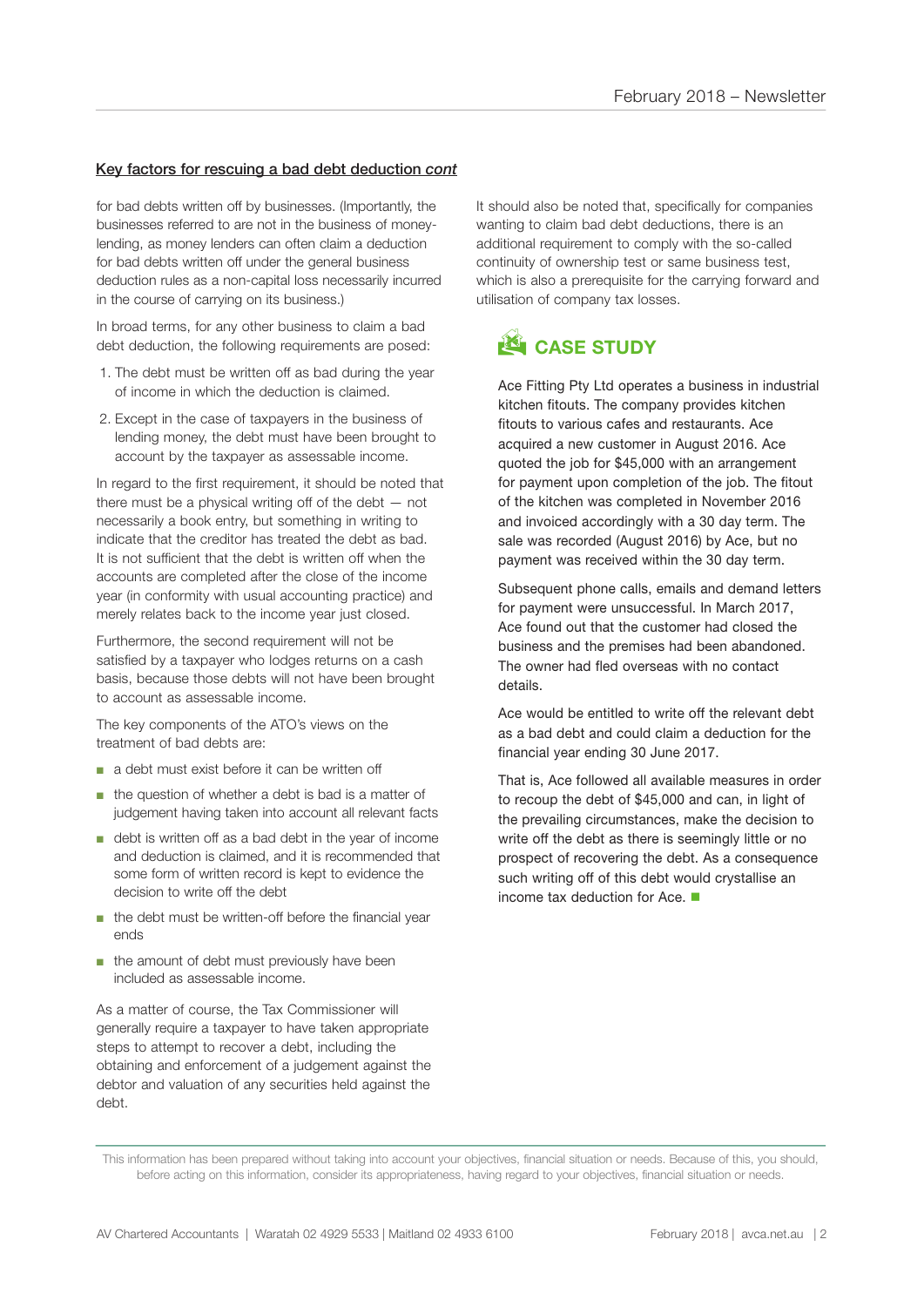**Key factors for rescuing a bad debt deduction *cont***

for bad debts written off by businesses. (Importantly, the businesses referred to are not in the business of money-lending, as money lenders can often claim a deduction for bad debts written off under the general business deduction rules as a non-capital loss necessarily incurred in the course of carrying on its business.)

In broad terms, for any other business to claim a bad debt deduction, the following requirements are posed:

1. The debt must be written off as bad during the year of income in which the deduction is claimed.
2. Except in the case of taxpayers in the business of lending money, the debt must have been brought to account by the taxpayer as assessable income.

In regard to the first requirement, it should be noted that there must be a physical writing off of the debt — not necessarily a book entry, but something in writing to indicate that the creditor has treated the debt as bad. It is not sufficient that the debt is written off when the accounts are completed after the close of the income year (in conformity with usual accounting practice) and merely relates back to the income year just closed.

Furthermore, the second requirement will not be satisfied by a taxpayer who lodges returns on a cash basis, because those debts will not have been brought to account as assessable income.

The key components of the ATO's views on the treatment of bad debts are:

- a debt must exist before it can be written off
- the question of whether a debt is bad is a matter of judgement having taken into account all relevant facts
- debt is written off as a bad debt in the year of income and deduction is claimed, and it is recommended that some form of written record is kept to evidence the decision to write off the debt
- the debt must be written-off before the financial year ends
- the amount of debt must previously have been included as assessable income.

As a matter of course, the Tax Commissioner will generally require a taxpayer to have taken appropriate steps to attempt to recover a debt, including the obtaining and enforcement of a judgement against the debtor and valuation of any securities held against the debt.

It should also be noted that, specifically for companies wanting to claim bad debt deductions, there is an additional requirement to comply with the so-called continuity of ownership test or same business test, which is also a prerequisite for the carrying forward and utilisation of company tax losses.

## CASE STUDY

Ace Fitting Pty Ltd operates a business in industrial kitchen fitouts. The company provides kitchen fitouts to various cafes and restaurants. Ace acquired a new customer in August 2016. Ace quoted the job for $45,000 with an arrangement for payment upon completion of the job. The fitout of the kitchen was completed in November 2016 and invoiced accordingly with a 30 day term. The sale was recorded (August 2016) by Ace, but no payment was received within the 30 day term.

Subsequent phone calls, emails and demand letters for payment were unsuccessful. In March 2017, Ace found out that the customer had closed the business and the premises had been abandoned. The owner had fled overseas with no contact details.

Ace would be entitled to write off the relevant debt as a bad debt and could claim a deduction for the financial year ending 30 June 2017.

That is, Ace followed all available measures in order to recoup the debt of $45,000 and can, in light of the prevailing circumstances, make the decision to write off the debt as there is seemingly little or no prospect of recovering the debt. As a consequence such writing off of this debt would crystallise an income tax deduction for Ace. ■

This information has been prepared without taking into account your objectives, financial situation or needs. Because of this, you should, before acting on this information, consider its appropriateness, having regard to your objectives, financial situation or needs.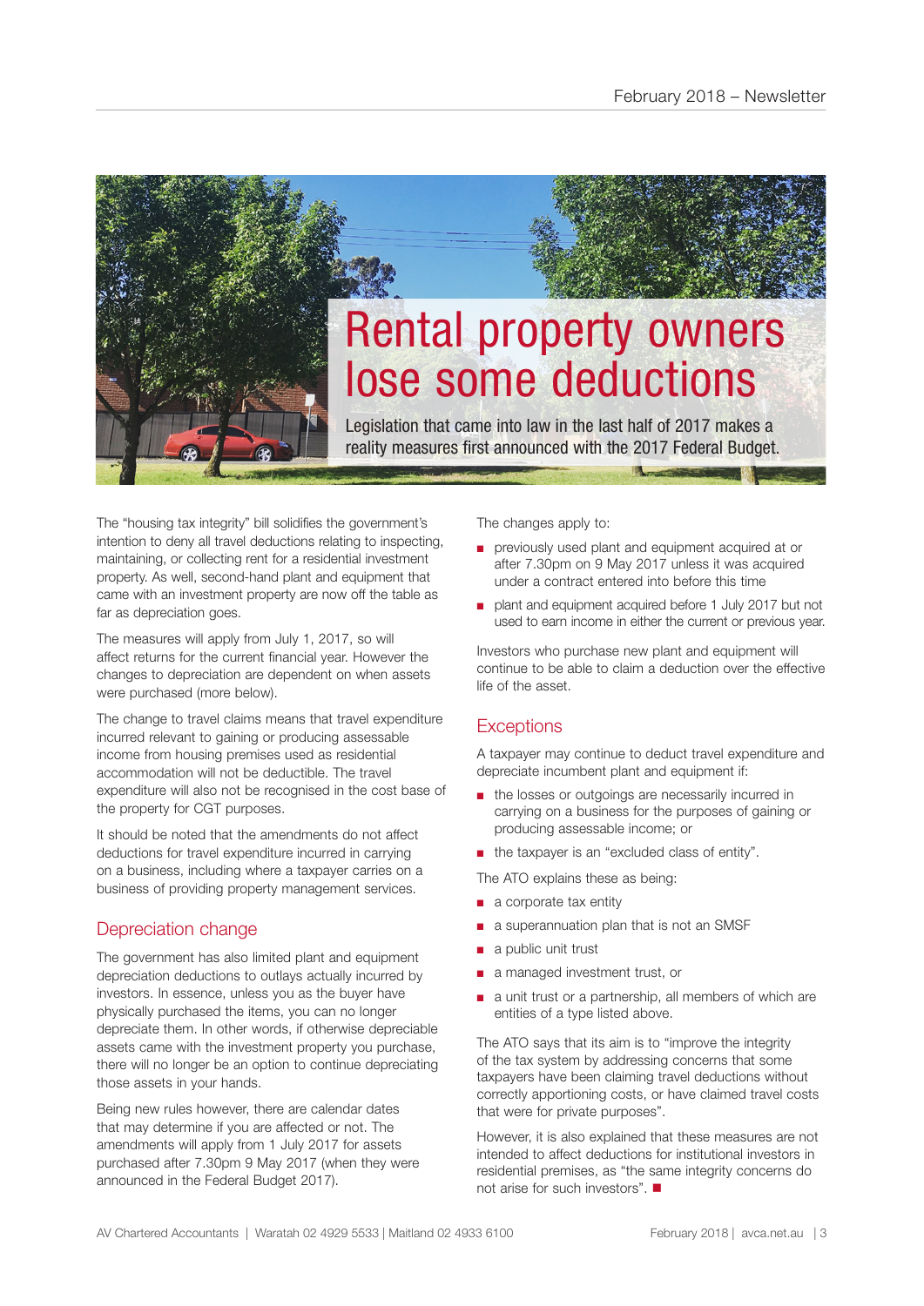# Rental property owners lose some deductions

Legislation that came into law in the last half of 2017 makes a reality measures first announced with the 2017 Federal Budget.

The "housing tax integrity" bill solidifies the government's intention to deny all travel deductions relating to inspecting, maintaining, or collecting rent for a residential investment property. As well, second-hand plant and equipment that came with an investment property are now off the table as far as depreciation goes.

The measures will apply from July 1, 2017, so will affect returns for the current financial year. However the changes to depreciation are dependent on when assets were purchased (more below).

The change to travel claims means that travel expenditure incurred relevant to gaining or producing assessable income from housing premises used as residential accommodation will not be deductible. The travel expenditure will also not be recognised in the cost base of the property for CGT purposes.

It should be noted that the amendments do not affect deductions for travel expenditure incurred in carrying on a business, including where a taxpayer carries on a business of providing property management services.

## Depreciation change

The government has also limited plant and equipment depreciation deductions to outlays actually incurred by investors. In essence, unless you as the buyer have physically purchased the items, you can no longer depreciate them. In other words, if otherwise depreciable assets came with the investment property you purchase, there will no longer be an option to continue depreciating those assets in your hands.

Being new rules however, there are calendar dates that may determine if you are affected or not. The amendments will apply from 1 July 2017 for assets purchased after 7.30pm 9 May 2017 (when they were announced in the Federal Budget 2017).

The changes apply to:

- previously used plant and equipment acquired at or after 7.30pm on 9 May 2017 unless it was acquired under a contract entered into before this time
- plant and equipment acquired before 1 July 2017 but not used to earn income in either the current or previous year.

Investors who purchase new plant and equipment will continue to be able to claim a deduction over the effective life of the asset.

## Exceptions

A taxpayer may continue to deduct travel expenditure and depreciate incumbent plant and equipment if:

- the losses or outgoings are necessarily incurred in carrying on a business for the purposes of gaining or producing assessable income; or
- the taxpayer is an "excluded class of entity".

The ATO explains these as being:

- a corporate tax entity
- a superannuation plan that is not an SMSF
- a public unit trust
- a managed investment trust, or
- a unit trust or a partnership, all members of which are entities of a type listed above.

The ATO says that its aim is to "improve the integrity of the tax system by addressing concerns that some taxpayers have been claiming travel deductions without correctly apportioning costs, or have claimed travel costs that were for private purposes".

However, it is also explained that these measures are not intended to affect deductions for institutional investors in residential premises, as "the same integrity concerns do not arise for such investors". ■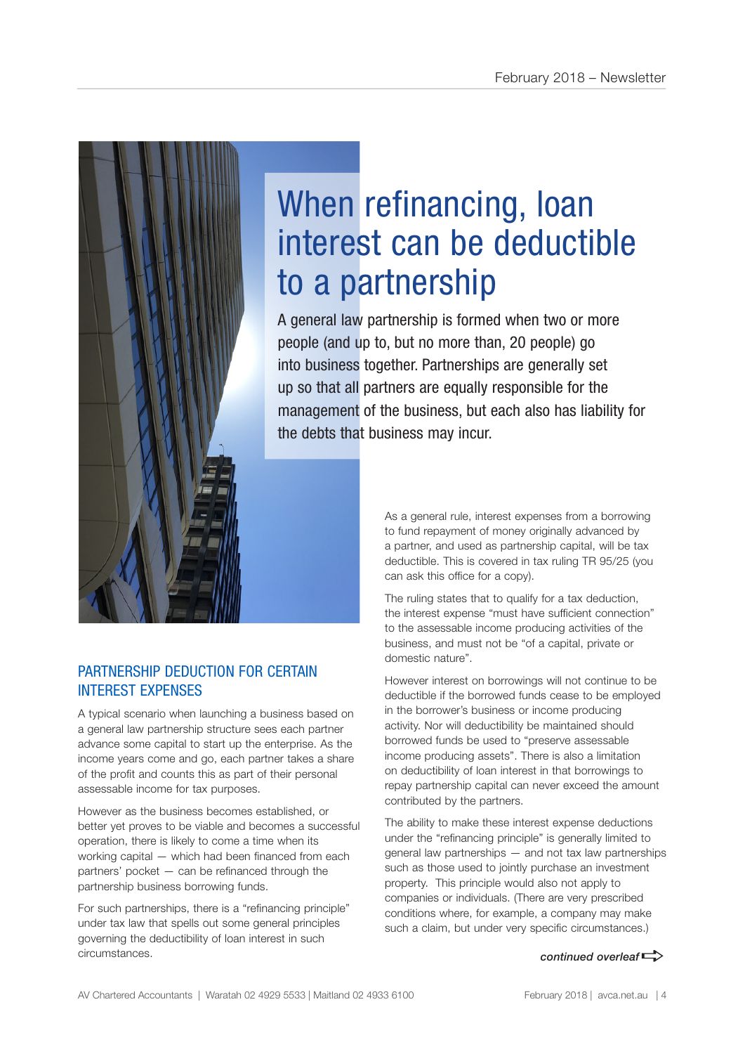# When refinancing, loan interest can be deductible to a partnership

A general law partnership is formed when two or more people (and up to, but no more than, 20 people) go into business together. Partnerships are generally set up so that all partners are equally responsible for the management of the business, but each also has liability for the debts that business may incur.

## PARTNERSHIP DEDUCTION FOR CERTAIN INTEREST EXPENSES

A typical scenario when launching a business based on a general law partnership structure sees each partner advance some capital to start up the enterprise. As the income years come and go, each partner takes a share of the profit and counts this as part of their personal assessable income for tax purposes.

However as the business becomes established, or better yet proves to be viable and becomes a successful operation, there is likely to come a time when its working capital — which had been financed from each partners' pocket — can be refinanced through the partnership business borrowing funds.

For such partnerships, there is a "refinancing principle" under tax law that spells out some general principles governing the deductibility of loan interest in such circumstances.

As a general rule, interest expenses from a borrowing to fund repayment of money originally advanced by a partner, and used as partnership capital, will be tax deductible. This is covered in tax ruling TR 95/25 (you can ask this office for a copy).

The ruling states that to qualify for a tax deduction, the interest expense "must have sufficient connection" to the assessable income producing activities of the business, and must not be "of a capital, private or domestic nature".

However interest on borrowings will not continue to be deductible if the borrowed funds cease to be employed in the borrower's business or income producing activity. Nor will deductibility be maintained should borrowed funds be used to "preserve assessable income producing assets". There is also a limitation on deductibility of loan interest in that borrowings to repay partnership capital can never exceed the amount contributed by the partners.

The ability to make these interest expense deductions under the "refinancing principle" is generally limited to general law partnerships — and not tax law partnerships such as those used to jointly purchase an investment property. This principle would also not apply to companies or individuals. (There are very prescribed conditions where, for example, a company may make such a claim, but under very specific circumstances.)

*continued overleaf*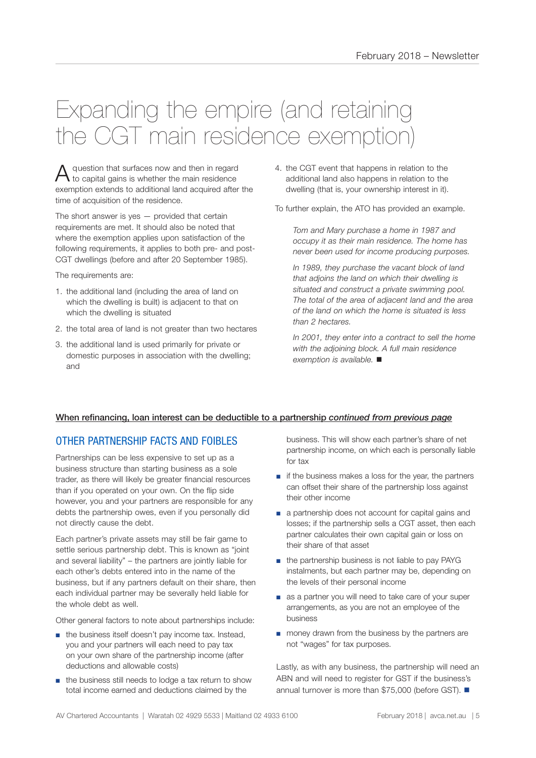# Expanding the empire (and retaining the CGT main residence exemption)

A question that surfaces now and then in regard to capital gains is whether the main residence exemption extends to additional land acquired after the time of acquisition of the residence.

The short answer is yes — provided that certain requirements are met. It should also be noted that where the exemption applies upon satisfaction of the following requirements, it applies to both pre- and post-CGT dwellings (before and after 20 September 1985).

The requirements are:

1. the additional land (including the area of land on which the dwelling is built) is adjacent to that on which the dwelling is situated
2. the total area of land is not greater than two hectares
3. the additional land is used primarily for private or domestic purposes in association with the dwelling; and
4. the CGT event that happens in relation to the additional land also happens in relation to the dwelling (that is, your ownership interest in it).

To further explain, the ATO has provided an example.

> *Tom and Mary purchase a home in 1987 and occupy it as their main residence. The home has never been used for income producing purposes.*
>
> *In 1989, they purchase the vacant block of land that adjoins the land on which their dwelling is situated and construct a private swimming pool. The total of the area of adjacent land and the area of the land on which the home is situated is less than 2 hectares.*
>
> *In 2001, they enter into a contract to sell the home with the adjoining block. A full main residence exemption is available.* ■

**When refinancing, loan interest can be deductible to a partnership** ***continued from previous page***

## OTHER PARTNERSHIP FACTS AND FOIBLES

Partnerships can be less expensive to set up as a business structure than starting business as a sole trader, as there will likely be greater financial resources than if you operated on your own. On the flip side however, you and your partners are responsible for any debts the partnership owes, even if you personally did not directly cause the debt.

Each partner's private assets may still be fair game to settle serious partnership debt. This is known as "joint and several liability" – the partners are jointly liable for each other's debts entered into in the name of the business, but if any partners default on their share, then each individual partner may be severally held liable for the whole debt as well.

Other general factors to note about partnerships include:

- the business itself doesn't pay income tax. Instead, you and your partners will each need to pay tax on your own share of the partnership income (after deductions and allowable costs)
- the business still needs to lodge a tax return to show total income earned and deductions claimed by the business. This will show each partner's share of net partnership income, on which each is personally liable for tax
- if the business makes a loss for the year, the partners can offset their share of the partnership loss against their other income
- a partnership does not account for capital gains and losses; if the partnership sells a CGT asset, then each partner calculates their own capital gain or loss on their share of that asset
- the partnership business is not liable to pay PAYG instalments, but each partner may be, depending on the levels of their personal income
- as a partner you will need to take care of your super arrangements, as you are not an employee of the business
- money drawn from the business by the partners are not "wages" for tax purposes.

Lastly, as with any business, the partnership will need an ABN and will need to register for GST if the business's annual turnover is more than $75,000 (before GST). ■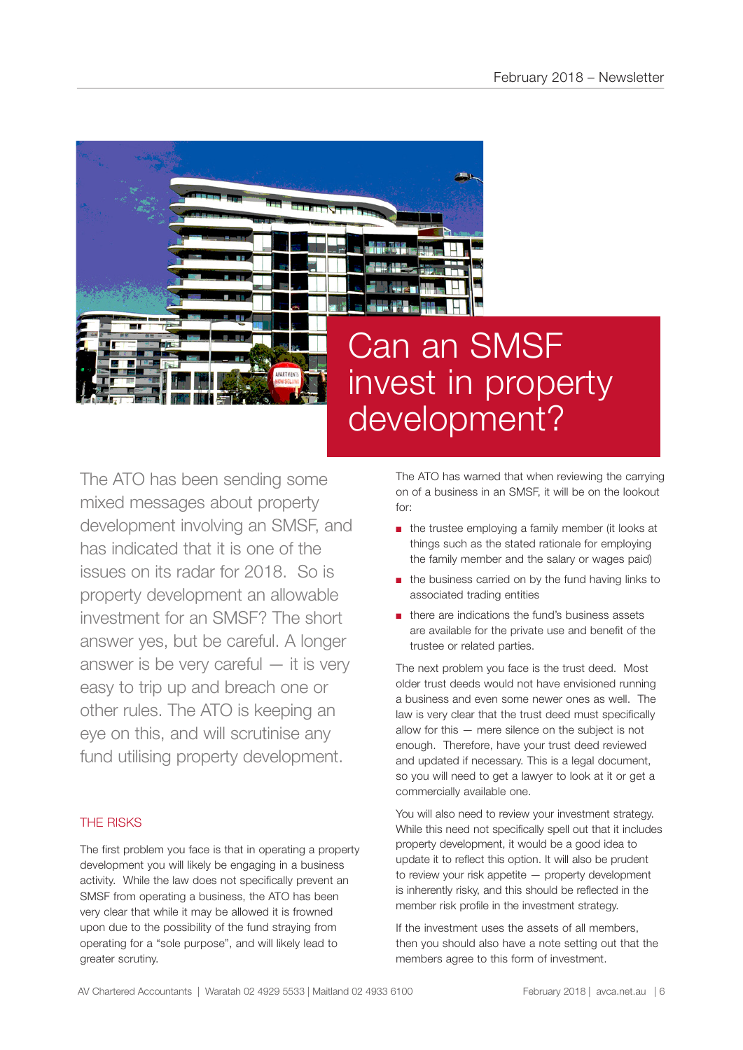# Can an SMSF invest in property development?

The ATO has been sending some mixed messages about property development involving an SMSF, and has indicated that it is one of the issues on its radar for 2018. So is property development an allowable investment for an SMSF? The short answer yes, but be careful. A longer answer is be very careful — it is very easy to trip up and breach one or other rules. The ATO is keeping an eye on this, and will scrutinise any fund utilising property development.

## THE RISKS

The first problem you face is that in operating a property development you will likely be engaging in a business activity. While the law does not specifically prevent an SMSF from operating a business, the ATO has been very clear that while it may be allowed it is frowned upon due to the possibility of the fund straying from operating for a "sole purpose", and will likely lead to greater scrutiny.

The ATO has warned that when reviewing the carrying on of a business in an SMSF, it will be on the lookout for:

- the trustee employing a family member (it looks at things such as the stated rationale for employing the family member and the salary or wages paid)
- the business carried on by the fund having links to associated trading entities
- there are indications the fund's business assets are available for the private use and benefit of the trustee or related parties.

The next problem you face is the trust deed. Most older trust deeds would not have envisioned running a business and even some newer ones as well. The law is very clear that the trust deed must specifically allow for this — mere silence on the subject is not enough. Therefore, have your trust deed reviewed and updated if necessary. This is a legal document, so you will need to get a lawyer to look at it or get a commercially available one.

You will also need to review your investment strategy. While this need not specifically spell out that it includes property development, it would be a good idea to update it to reflect this option. It will also be prudent to review your risk appetite — property development is inherently risky, and this should be reflected in the member risk profile in the investment strategy.

If the investment uses the assets of all members, then you should also have a note setting out that the members agree to this form of investment.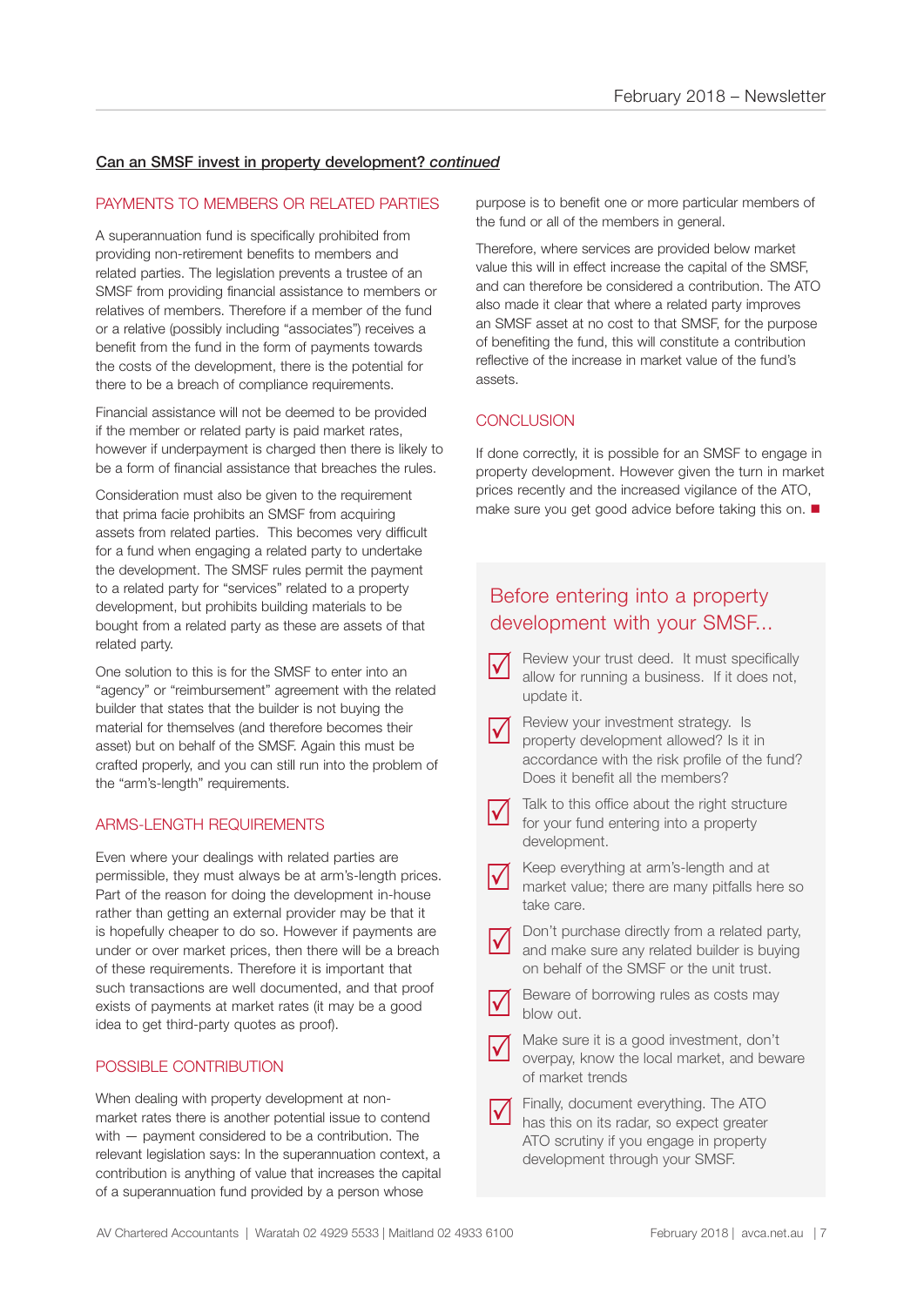## Can an SMSF invest in property development? *continued*

### PAYMENTS TO MEMBERS OR RELATED PARTIES

A superannuation fund is specifically prohibited from providing non-retirement benefits to members and related parties. The legislation prevents a trustee of an SMSF from providing financial assistance to members or relatives of members. Therefore if a member of the fund or a relative (possibly including "associates") receives a benefit from the fund in the form of payments towards the costs of the development, there is the potential for there to be a breach of compliance requirements.

Financial assistance will not be deemed to be provided if the member or related party is paid market rates, however if underpayment is charged then there is likely to be a form of financial assistance that breaches the rules.

Consideration must also be given to the requirement that prima facie prohibits an SMSF from acquiring assets from related parties. This becomes very difficult for a fund when engaging a related party to undertake the development. The SMSF rules permit the payment to a related party for "services" related to a property development, but prohibits building materials to be bought from a related party as these are assets of that related party.

One solution to this is for the SMSF to enter into an "agency" or "reimbursement" agreement with the related builder that states that the builder is not buying the material for themselves (and therefore becomes their asset) but on behalf of the SMSF. Again this must be crafted properly, and you can still run into the problem of the "arm's-length" requirements.

### ARMS-LENGTH REQUIREMENTS

Even where your dealings with related parties are permissible, they must always be at arm's-length prices. Part of the reason for doing the development in-house rather than getting an external provider may be that it is hopefully cheaper to do so. However if payments are under or over market prices, then there will be a breach of these requirements. Therefore it is important that such transactions are well documented, and that proof exists of payments at market rates (it may be a good idea to get third-party quotes as proof).

### POSSIBLE CONTRIBUTION

When dealing with property development at non-market rates there is another potential issue to contend with — payment considered to be a contribution. The relevant legislation says: In the superannuation context, a contribution is anything of value that increases the capital of a superannuation fund provided by a person whose purpose is to benefit one or more particular members of the fund or all of the members in general.

Therefore, where services are provided below market value this will in effect increase the capital of the SMSF, and can therefore be considered a contribution. The ATO also made it clear that where a related party improves an SMSF asset at no cost to that SMSF, for the purpose of benefiting the fund, this will constitute a contribution reflective of the increase in market value of the fund's assets.

### CONCLUSION

If done correctly, it is possible for an SMSF to engage in property development. However given the turn in market prices recently and the increased vigilance of the ATO, make sure you get good advice before taking this on. ■

### Before entering into a property development with your SMSF...

- Review your trust deed. It must specifically allow for running a business. If it does not, update it.
- Review your investment strategy. Is property development allowed? Is it in accordance with the risk profile of the fund? Does it benefit all the members?
- Talk to this office about the right structure for your fund entering into a property development.
- Keep everything at arm's-length and at market value; there are many pitfalls here so take care.
- Don't purchase directly from a related party, and make sure any related builder is buying on behalf of the SMSF or the unit trust.
- Beware of borrowing rules as costs may blow out.
- Make sure it is a good investment, don't overpay, know the local market, and beware of market trends
- Finally, document everything. The ATO has this on its radar, so expect greater ATO scrutiny if you engage in property development through your SMSF.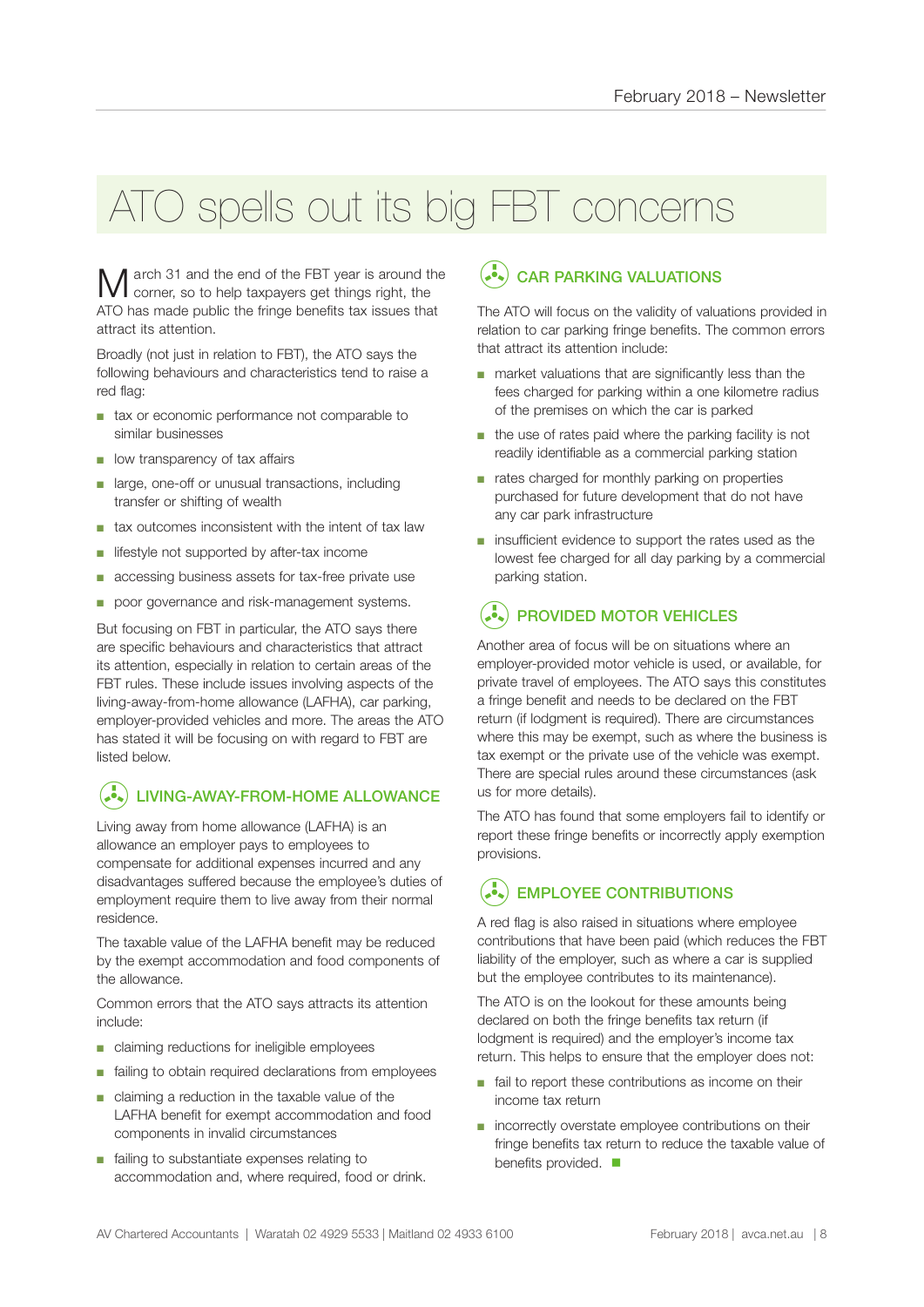# ATO spells out its big FBT concerns

March 31 and the end of the FBT year is around the corner, so to help taxpayers get things right, the ATO has made public the fringe benefits tax issues that attract its attention.

Broadly (not just in relation to FBT), the ATO says the following behaviours and characteristics tend to raise a red flag:

- tax or economic performance not comparable to similar businesses
- low transparency of tax affairs
- large, one-off or unusual transactions, including transfer or shifting of wealth
- tax outcomes inconsistent with the intent of tax law
- lifestyle not supported by after-tax income
- accessing business assets for tax-free private use
- poor governance and risk-management systems.

But focusing on FBT in particular, the ATO says there are specific behaviours and characteristics that attract its attention, especially in relation to certain areas of the FBT rules. These include issues involving aspects of the living-away-from-home allowance (LAFHA), car parking, employer-provided vehicles and more. The areas the ATO has stated it will be focusing on with regard to FBT are listed below.

## LIVING-AWAY-FROM-HOME ALLOWANCE

Living away from home allowance (LAFHA) is an allowance an employer pays to employees to compensate for additional expenses incurred and any disadvantages suffered because the employee's duties of employment require them to live away from their normal residence.

The taxable value of the LAFHA benefit may be reduced by the exempt accommodation and food components of the allowance.

Common errors that the ATO says attracts its attention include:

- claiming reductions for ineligible employees
- failing to obtain required declarations from employees
- claiming a reduction in the taxable value of the LAFHA benefit for exempt accommodation and food components in invalid circumstances
- failing to substantiate expenses relating to accommodation and, where required, food or drink.

## CAR PARKING VALUATIONS

The ATO will focus on the validity of valuations provided in relation to car parking fringe benefits. The common errors that attract its attention include:

- market valuations that are significantly less than the fees charged for parking within a one kilometre radius of the premises on which the car is parked
- the use of rates paid where the parking facility is not readily identifiable as a commercial parking station
- rates charged for monthly parking on properties purchased for future development that do not have any car park infrastructure
- insufficient evidence to support the rates used as the lowest fee charged for all day parking by a commercial parking station.

## PROVIDED MOTOR VEHICLES

Another area of focus will be on situations where an employer-provided motor vehicle is used, or available, for private travel of employees. The ATO says this constitutes a fringe benefit and needs to be declared on the FBT return (if lodgment is required). There are circumstances where this may be exempt, such as where the business is tax exempt or the private use of the vehicle was exempt. There are special rules around these circumstances (ask us for more details).

The ATO has found that some employers fail to identify or report these fringe benefits or incorrectly apply exemption provisions.

## EMPLOYEE CONTRIBUTIONS

A red flag is also raised in situations where employee contributions that have been paid (which reduces the FBT liability of the employer, such as where a car is supplied but the employee contributes to its maintenance).

The ATO is on the lookout for these amounts being declared on both the fringe benefits tax return (if lodgment is required) and the employer's income tax return. This helps to ensure that the employer does not:

- fail to report these contributions as income on their income tax return
- incorrectly overstate employee contributions on their fringe benefits tax return to reduce the taxable value of benefits provided. ■